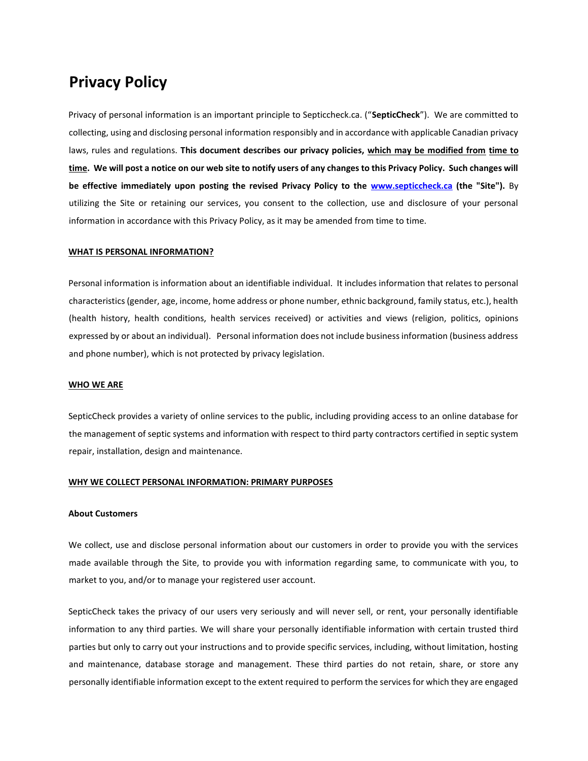# Privacy Policy

Privacy of personal information is an important principle to Septiccheck.ca. ("**SepticCheck**"). We are committed to collecting, using and disclosing personal information responsibly and in accordance with applicable Canadian privacy laws, rules and regulations. **This document describes our privacy policies, which may be modified from time to time. We will post a notice on our web site to notify users of any changes to this Privacy Policy. Such changes will be effective immediately upon posting the revised Privacy Policy to the www.septiccheck.ca (the "Site").** By utilizing the Site or retaining our services, you consent to the collection, use and disclosure of your personal information in accordance with this Privacy Policy, as it may be amended from time to time.

## WHAT IS PERSONAL INFORMATION?

Personal information is information about an identifiable individual. It includes information that relates to personal characteristics (gender, age, income, home address or phone number, ethnic background, family status, etc.), health (health history, health conditions, health services received) or activities and views (religion, politics, opinions expressed by or about an individual). Personal information does not include business information (business address and phone number), which is not protected by privacy legislation.

## WHO WE ARE

SepticCheck provides a variety of online services to the public, including providing access to an online database for the management of septic systems and information with respect to third party contractors certified in septic system repair, installation, design and maintenance.

## WHY WE COLLECT PERSONAL INFORMATION: PRIMARY PURPOSES

### About Customers

We collect, use and disclose personal information about our customers in order to provide you with the services made available through the Site, to provide you with information regarding same, to communicate with you, to market to you, and/or to manage your registered user account.

SepticCheck takes the privacy of our users very seriously and will never sell, or rent, your personally identifiable information to any third parties. We will share your personally identifiable information with certain trusted third parties but only to carry out your instructions and to provide specific services, including, without limitation, hosting and maintenance, database storage and management. These third parties do not retain, share, or store any personally identifiable information except to the extent required to perform the services for which they are engaged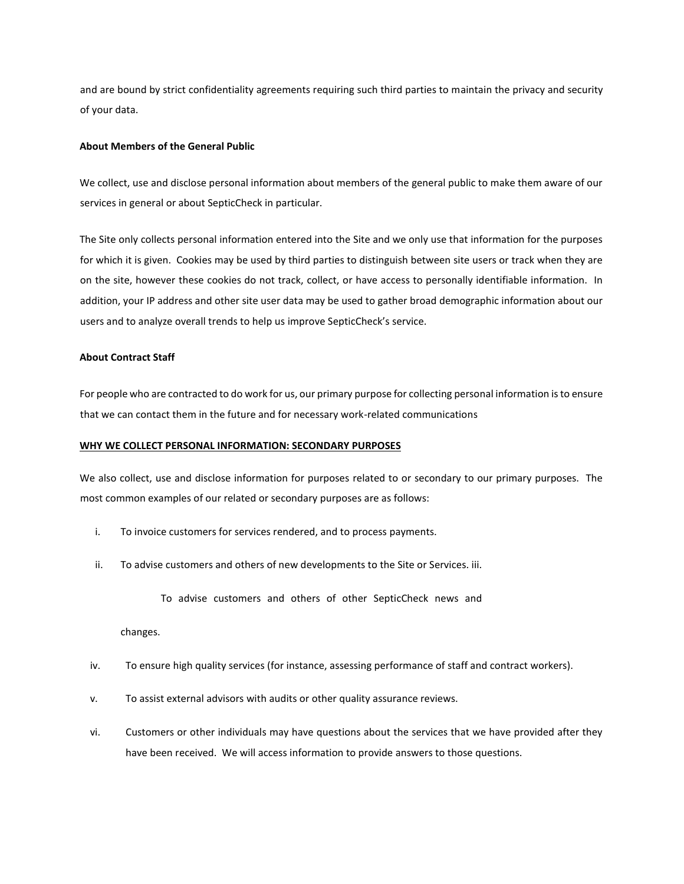and are bound by strict confidentiality agreements requiring such third parties to maintain the privacy and security of your data.

**About Members of the General Public**

We collect, use and disclose personal information about members of the general public to make them aware of our services in general or about SepticCheck in particular.

The Site only collects personal information entered into the Site and we only use that information for the purposes for which it is given. Cookies may be used by third parties to distinguish between site users or track when they are on the site, however these cookies do not track, collect, or have access to personally identifiable information. In addition, your IP address and other site user data may be used to gather broad demographic information about our users and to analyze overall trends to help us improve SepticCheck's service.

**About Contract Staff**

For people who are contracted to do work for us, our primary purpose for collecting personal information is to ensure that we can contact them in the future and for necessary work-related communications

**<u>WHY WE COLLECT PERSONAL INFORMATION: SECONDARY PURPOSES</u>**

We also collect, use and disclose information for purposes related to or secondary to our primary purposes. The most common examples of our related or secondary purposes are as follows:

i. To invoice customers for services rendered, and to process payments.

ii. To advise customers and others of new developments to the Site or Services. iii.

To advise customers and others of other SepticCheck news and

changes.

iv. To ensure high quality services (for instance, assessing performance of staff and contract workers).

v. To assist external advisors with audits or other quality assurance reviews.

vi. Customers or other individuals may have questions about the services that we have provided after they have been received. We will access information to provide answers to those questions.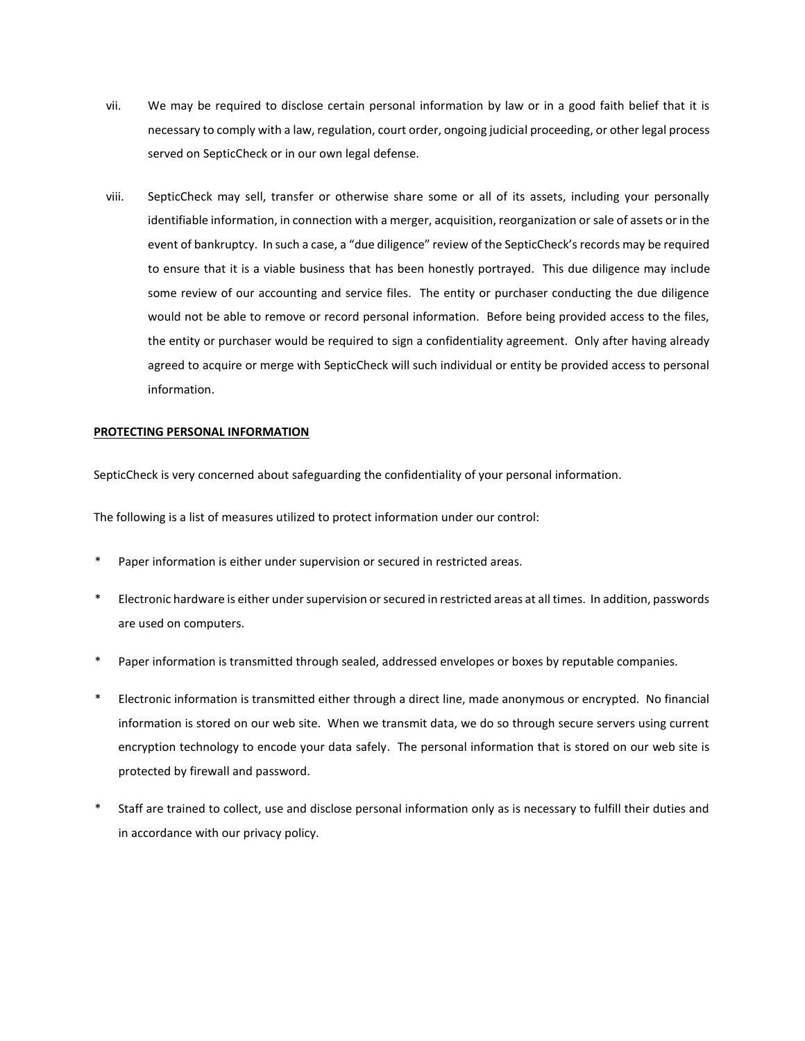vii. We may be required to disclose certain personal information by law or in a good faith belief that it is necessary to comply with a law, regulation, court order, ongoing judicial proceeding, or other legal process served on SepticCheck or in our own legal defense.

viii. SepticCheck may sell, transfer or otherwise share some or all of its assets, including your personally identifiable information, in connection with a merger, acquisition, reorganization or sale of assets or in the event of bankruptcy. In such a case, a "due diligence" review of the SepticCheck's records may be required to ensure that it is a viable business that has been honestly portrayed. This due diligence may include some review of our accounting and service files. The entity or purchaser conducting the due diligence would not be able to remove or record personal information. Before being provided access to the files, the entity or purchaser would be required to sign a confidentiality agreement. Only after having already agreed to acquire or merge with SepticCheck will such individual or entity be provided access to personal information.

**PROTECTING PERSONAL INFORMATION**

SepticCheck is very concerned about safeguarding the confidentiality of your personal information.

The following is a list of measures utilized to protect information under our control:

* Paper information is either under supervision or secured in restricted areas.
* Electronic hardware is either under supervision or secured in restricted areas at all times. In addition, passwords are used on computers.
* Paper information is transmitted through sealed, addressed envelopes or boxes by reputable companies.
* Electronic information is transmitted either through a direct line, made anonymous or encrypted. No financial information is stored on our web site. When we transmit data, we do so through secure servers using current encryption technology to encode your data safely. The personal information that is stored on our web site is protected by firewall and password.
* Staff are trained to collect, use and disclose personal information only as is necessary to fulfill their duties and in accordance with our privacy policy.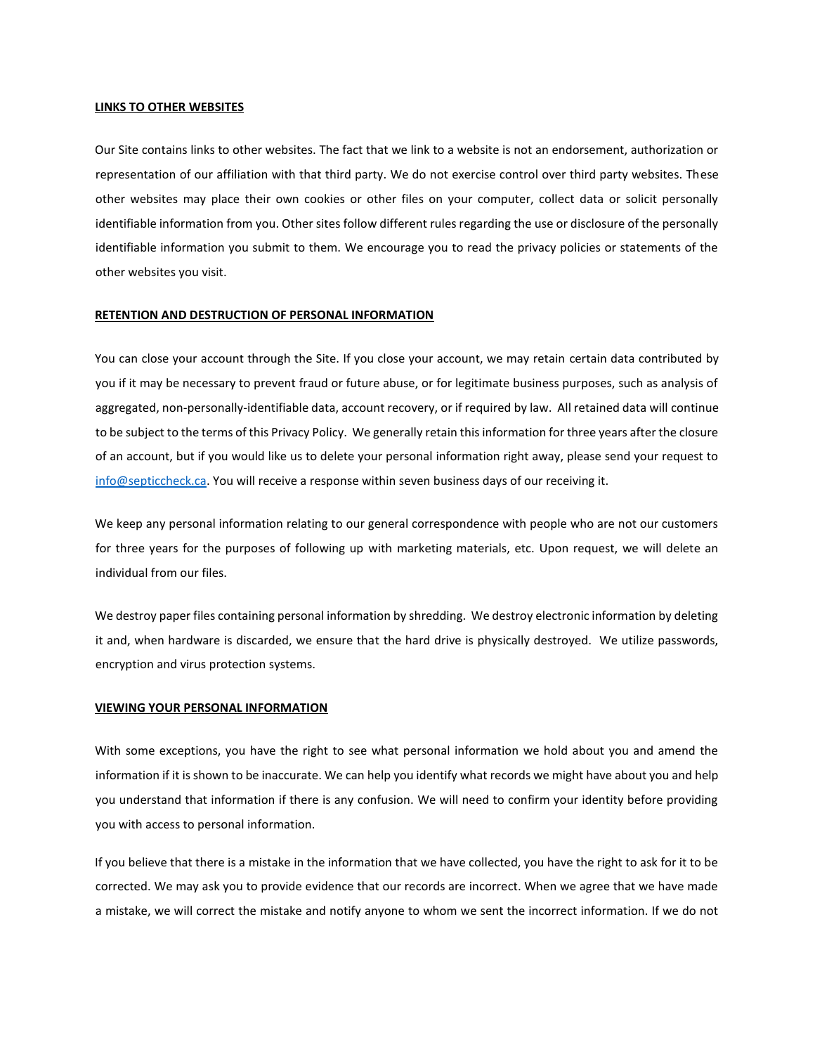**LINKS TO OTHER WEBSITES**

Our Site contains links to other websites. The fact that we link to a website is not an endorsement, authorization or representation of our affiliation with that third party. We do not exercise control over third party websites. These other websites may place their own cookies or other files on your computer, collect data or solicit personally identifiable information from you. Other sites follow different rules regarding the use or disclosure of the personally identifiable information you submit to them. We encourage you to read the privacy policies or statements of the other websites you visit.

**RETENTION AND DESTRUCTION OF PERSONAL INFORMATION**

You can close your account through the Site. If you close your account, we may retain certain data contributed by you if it may be necessary to prevent fraud or future abuse, or for legitimate business purposes, such as analysis of aggregated, non-personally-identifiable data, account recovery, or if required by law. All retained data will continue to be subject to the terms of this Privacy Policy. We generally retain this information for three years after the closure of an account, but if you would like us to delete your personal information right away, please send your request to info@septiccheck.ca. You will receive a response within seven business days of our receiving it.

We keep any personal information relating to our general correspondence with people who are not our customers for three years for the purposes of following up with marketing materials, etc. Upon request, we will delete an individual from our files.

We destroy paper files containing personal information by shredding. We destroy electronic information by deleting it and, when hardware is discarded, we ensure that the hard drive is physically destroyed. We utilize passwords, encryption and virus protection systems.

**VIEWING YOUR PERSONAL INFORMATION**

With some exceptions, you have the right to see what personal information we hold about you and amend the information if it is shown to be inaccurate. We can help you identify what records we might have about you and help you understand that information if there is any confusion. We will need to confirm your identity before providing you with access to personal information.

If you believe that there is a mistake in the information that we have collected, you have the right to ask for it to be corrected. We may ask you to provide evidence that our records are incorrect. When we agree that we have made a mistake, we will correct the mistake and notify anyone to whom we sent the incorrect information. If we do not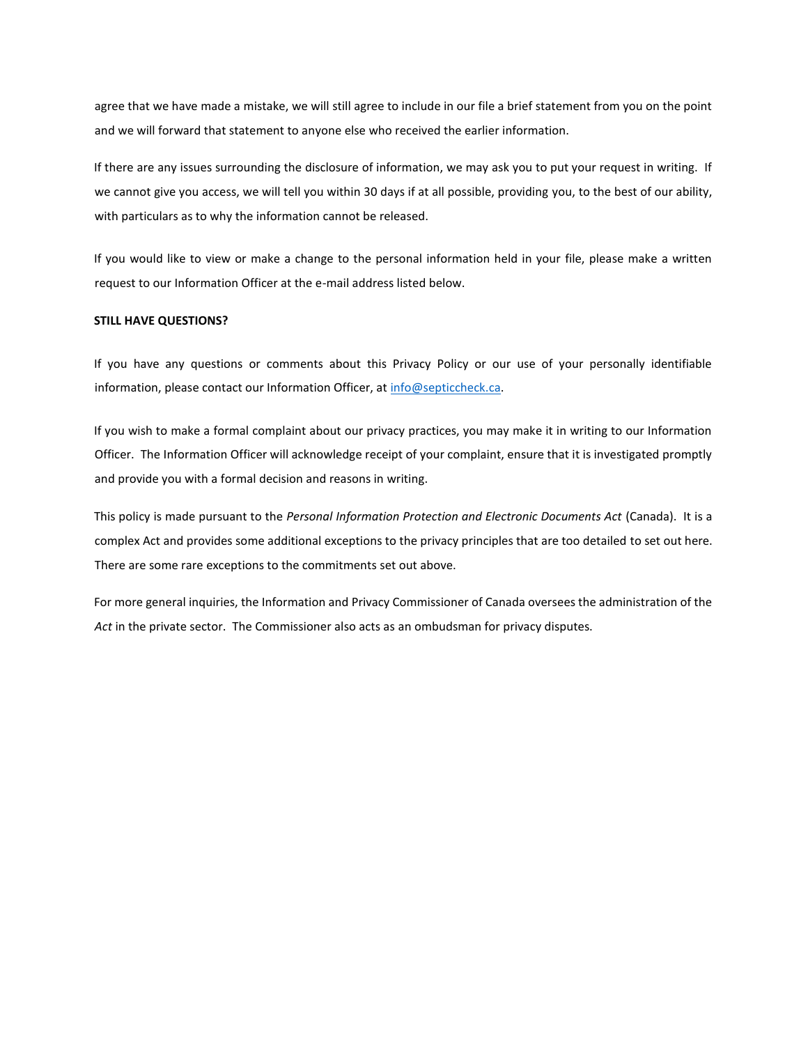agree that we have made a mistake, we will still agree to include in our file a brief statement from you on the point and we will forward that statement to anyone else who received the earlier information.

If there are any issues surrounding the disclosure of information, we may ask you to put your request in writing. If we cannot give you access, we will tell you within 30 days if at all possible, providing you, to the best of our ability, with particulars as to why the information cannot be released.

If you would like to view or make a change to the personal information held in your file, please make a written request to our Information Officer at the e-mail address listed below.

**STILL HAVE QUESTIONS?**

If you have any questions or comments about this Privacy Policy or our use of your personally identifiable information, please contact our Information Officer, at info@septiccheck.ca.

If you wish to make a formal complaint about our privacy practices, you may make it in writing to our Information Officer. The Information Officer will acknowledge receipt of your complaint, ensure that it is investigated promptly and provide you with a formal decision and reasons in writing.

This policy is made pursuant to the *Personal Information Protection and Electronic Documents Act* (Canada). It is a complex Act and provides some additional exceptions to the privacy principles that are too detailed to set out here. There are some rare exceptions to the commitments set out above.

For more general inquiries, the Information and Privacy Commissioner of Canada oversees the administration of the *Act* in the private sector. The Commissioner also acts as an ombudsman for privacy disputes.